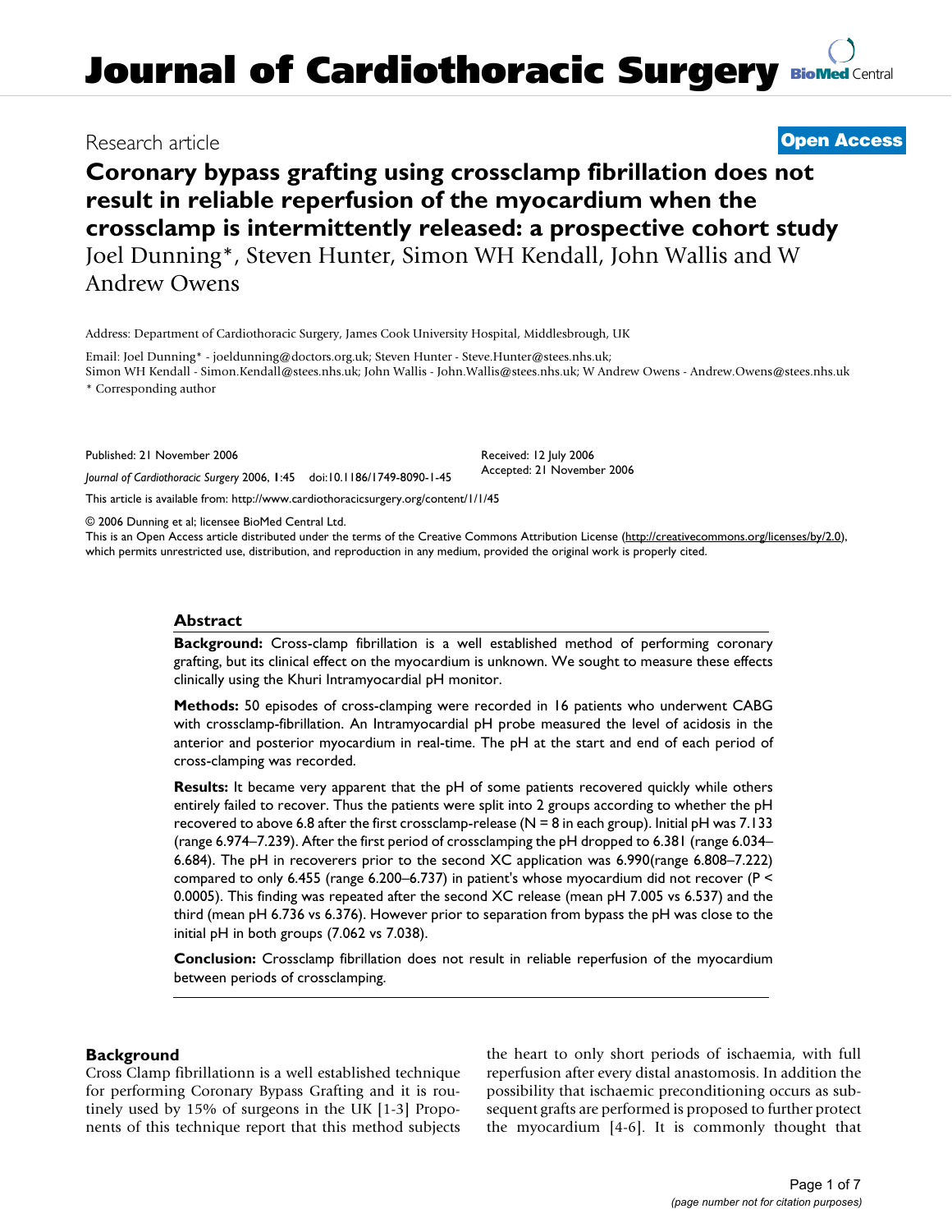# Journal of Cardiothoracic Surgery

Research article

**Open Access**

## Coronary bypass grafting using crossclamp fibrillation does not result in reliable reperfusion of the myocardium when the crossclamp is intermittently released: a prospective cohort study

Joel Dunning*, Steven Hunter, Simon WH Kendall, John Wallis and W Andrew Owens

Address: Department of Cardiothoracic Surgery, James Cook University Hospital, Middlesbrough, UK

Email: Joel Dunning* - joeldunning@doctors.org.uk; Steven Hunter - Steve.Hunter@stees.nhs.uk; Simon WH Kendall - Simon.Kendall@stees.nhs.uk; John Wallis - John.Wallis@stees.nhs.uk; W Andrew Owens - Andrew.Owens@stees.nhs.uk

\* Corresponding author

Published: 21 November 2006

*Journal of Cardiothoracic Surgery* 2006, **1**:45 doi:10.1186/1749-8090-1-45

Received: 12 July 2006

Accepted: 21 November 2006

This article is available from: http://www.cardiothoracicsurgery.org/content/1/1/45

© 2006 Dunning et al; licensee BioMed Central Ltd.

This is an Open Access article distributed under the terms of the Creative Commons Attribution License (http://creativecommons.org/licenses/by/2.0), which permits unrestricted use, distribution, and reproduction in any medium, provided the original work is properly cited.

### Abstract

**Background:** Cross-clamp fibrillation is a well established method of performing coronary grafting, but its clinical effect on the myocardium is unknown. We sought to measure these effects clinically using the Khuri Intramyocardial pH monitor.

**Methods:** 50 episodes of cross-clamping were recorded in 16 patients who underwent CABG with crossclamp-fibrillation. An Intramyocardial pH probe measured the level of acidosis in the anterior and posterior myocardium in real-time. The pH at the start and end of each period of cross-clamping was recorded.

**Results:** It became very apparent that the pH of some patients recovered quickly while others entirely failed to recover. Thus the patients were split into 2 groups according to whether the pH recovered to above 6.8 after the first crossclamp-release (N = 8 in each group). Initial pH was 7.133 (range 6.974–7.239). After the first period of crossclamping the pH dropped to 6.381 (range 6.034–6.684). The pH in recoverers prior to the second XC application was 6.990(range 6.808–7.222) compared to only 6.455 (range 6.200–6.737) in patient's whose myocardium did not recover ($P < 0.0005$). This finding was repeated after the second XC release (mean pH 7.005 vs 6.537) and the third (mean pH 6.736 vs 6.376). However prior to separation from bypass the pH was close to the initial pH in both groups (7.062 vs 7.038).

**Conclusion:** Crossclamp fibrillation does not result in reliable reperfusion of the myocardium between periods of crossclamping.

### Background

Cross Clamp fibrillationn is a well established technique for performing Coronary Bypass Grafting and it is routinely used by 15% of surgeons in the UK [1-3] Proponents of this technique report that this method subjects the heart to only short periods of ischaemia, with full reperfusion after every distal anastomosis. In addition the possibility that ischaemic preconditioning occurs as subsequent grafts are performed is proposed to further protect the myocardium [4-6]. It is commonly thought that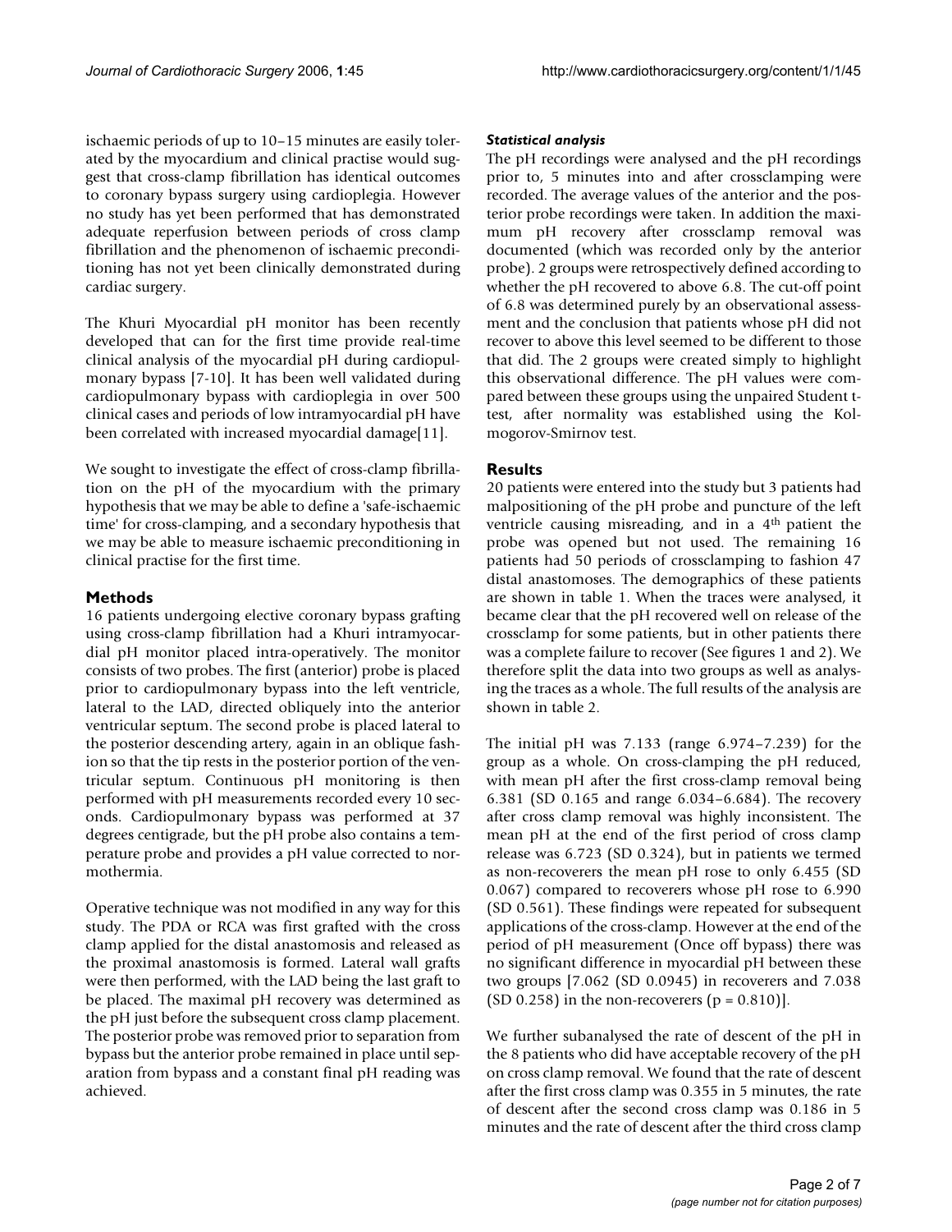ischaemic periods of up to 10–15 minutes are easily tolerated by the myocardium and clinical practise would suggest that cross-clamp fibrillation has identical outcomes to coronary bypass surgery using cardioplegia. However no study has yet been performed that has demonstrated adequate reperfusion between periods of cross clamp fibrillation and the phenomenon of ischaemic preconditioning has not yet been clinically demonstrated during cardiac surgery.

The Khuri Myocardial pH monitor has been recently developed that can for the first time provide real-time clinical analysis of the myocardial pH during cardiopulmonary bypass [7-10]. It has been well validated during cardiopulmonary bypass with cardioplegia in over 500 clinical cases and periods of low intramyocardial pH have been correlated with increased myocardial damage[11].

We sought to investigate the effect of cross-clamp fibrillation on the pH of the myocardium with the primary hypothesis that we may be able to define a 'safe-ischaemic time' for cross-clamping, and a secondary hypothesis that we may be able to measure ischaemic preconditioning in clinical practise for the first time.

## Methods

16 patients undergoing elective coronary bypass grafting using cross-clamp fibrillation had a Khuri intramyocardial pH monitor placed intra-operatively. The monitor consists of two probes. The first (anterior) probe is placed prior to cardiopulmonary bypass into the left ventricle, lateral to the LAD, directed obliquely into the anterior ventricular septum. The second probe is placed lateral to the posterior descending artery, again in an oblique fashion so that the tip rests in the posterior portion of the ventricular septum. Continuous pH monitoring is then performed with pH measurements recorded every 10 seconds. Cardiopulmonary bypass was performed at 37 degrees centigrade, but the pH probe also contains a temperature probe and provides a pH value corrected to normothermia.

Operative technique was not modified in any way for this study. The PDA or RCA was first grafted with the cross clamp applied for the distal anastomosis and released as the proximal anastomosis is formed. Lateral wall grafts were then performed, with the LAD being the last graft to be placed. The maximal pH recovery was determined as the pH just before the subsequent cross clamp placement. The posterior probe was removed prior to separation from bypass but the anterior probe remained in place until separation from bypass and a constant final pH reading was achieved.

### *Statistical analysis*

The pH recordings were analysed and the pH recordings prior to, 5 minutes into and after crossclamping were recorded. The average values of the anterior and the posterior probe recordings were taken. In addition the maximum pH recovery after crossclamp removal was documented (which was recorded only by the anterior probe). 2 groups were retrospectively defined according to whether the pH recovered to above 6.8. The cut-off point of 6.8 was determined purely by an observational assessment and the conclusion that patients whose pH did not recover to above this level seemed to be different to those that did. The 2 groups were created simply to highlight this observational difference. The pH values were compared between these groups using the unpaired Student t-test, after normality was established using the Kolmogorov-Smirnov test.

## Results

20 patients were entered into the study but 3 patients had malpositioning of the pH probe and puncture of the left ventricle causing misreading, and in a 4th patient the probe was opened but not used. The remaining 16 patients had 50 periods of crossclamping to fashion 47 distal anastomoses. The demographics of these patients are shown in table 1. When the traces were analysed, it became clear that the pH recovered well on release of the crossclamp for some patients, but in other patients there was a complete failure to recover (See figures 1 and 2). We therefore split the data into two groups as well as analysing the traces as a whole. The full results of the analysis are shown in table 2.

The initial pH was 7.133 (range 6.974–7.239) for the group as a whole. On cross-clamping the pH reduced, with mean pH after the first cross-clamp removal being 6.381 (SD 0.165 and range 6.034–6.684). The recovery after cross clamp removal was highly inconsistent. The mean pH at the end of the first period of cross clamp release was 6.723 (SD 0.324), but in patients we termed as non-recoverers the mean pH rose to only 6.455 (SD 0.067) compared to recoverers whose pH rose to 6.990 (SD 0.561). These findings were repeated for subsequent applications of the cross-clamp. However at the end of the period of pH measurement (Once off bypass) there was no significant difference in myocardial pH between these two groups [7.062 (SD 0.0945) in recoverers and 7.038 (SD 0.258) in the non-recoverers ($p = 0.810$)].

We further subanalysed the rate of descent of the pH in the 8 patients who did have acceptable recovery of the pH on cross clamp removal. We found that the rate of descent after the first cross clamp was 0.355 in 5 minutes, the rate of descent after the second cross clamp was 0.186 in 5 minutes and the rate of descent after the third cross clamp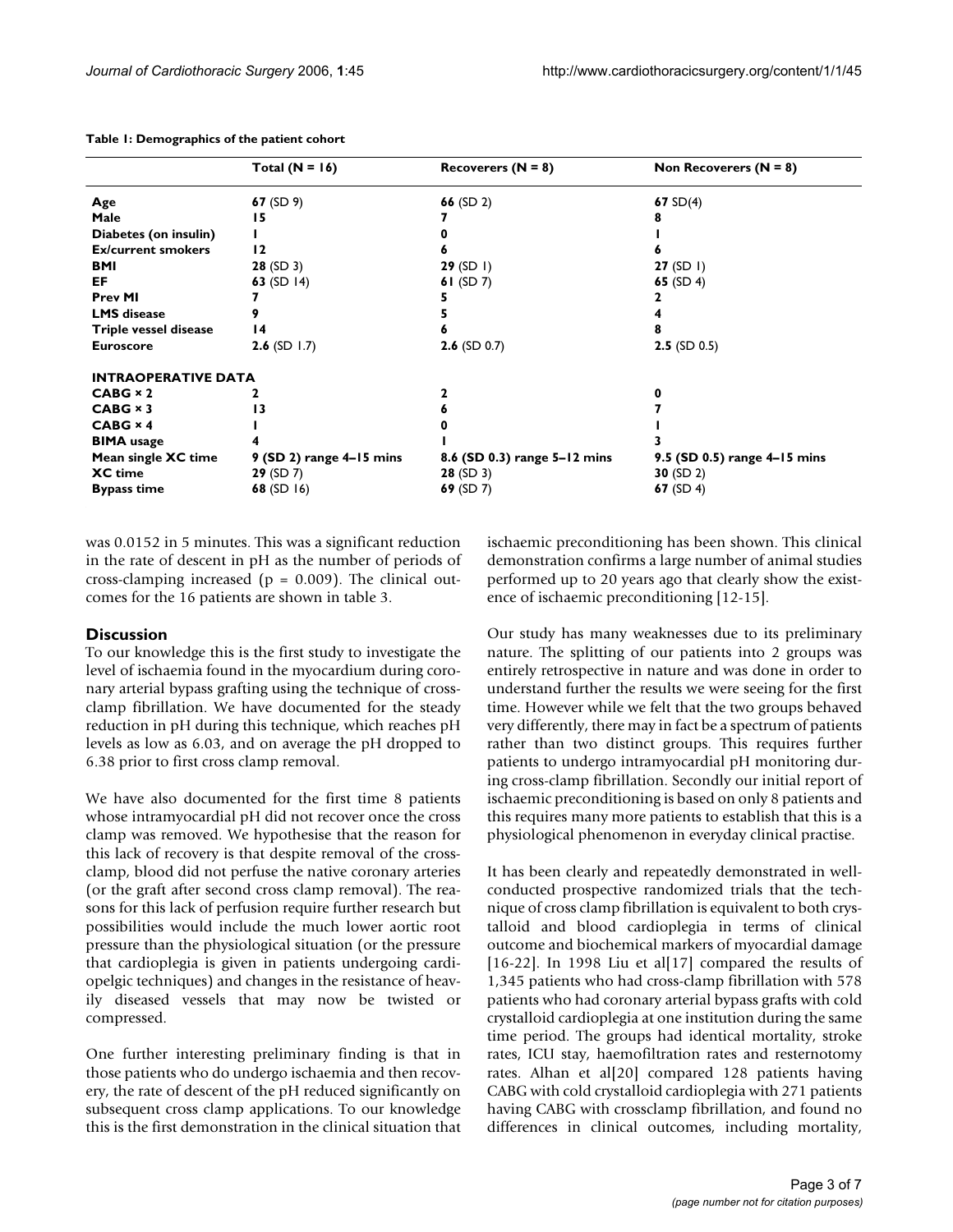**Table 1: Demographics of the patient cohort**

| | Total (N = 16) | Recoverers (N = 8) | Non Recoverers (N = 8) |
|---|---|---|---|
| **Age** | **67** (SD 9) | **66** (SD 2) | **67** SD(4) |
| **Male** | 15 | 7 | 8 |
| **Diabetes (on insulin)** | 1 | 0 | 1 |
| **Ex/current smokers** | 12 | 6 | 6 |
| **BMI** | **28** (SD 3) | **29** (SD 1) | **27** (SD 1) |
| **EF** | **63** (SD 14) | **61** (SD 7) | **65** (SD 4) |
| **Prev MI** | 7 | 5 | 2 |
| **LMS disease** | 9 | 5 | 4 |
| **Triple vessel disease** | 14 | 6 | 8 |
| **Euroscore** | **2.6** (SD 1.7) | **2.6** (SD 0.7) | **2.5** (SD 0.5) |
| **INTRAOPERATIVE DATA** | | | |
| **CABG × 2** | 2 | 2 | 0 |
| **CABG × 3** | 13 | 6 | 7 |
| **CABG × 4** | 1 | 0 | 1 |
| **BIMA usage** | 4 | 1 | 3 |
| **Mean single XC time** | **9 (SD 2) range 4–15 mins** | **8.6 (SD 0.3) range 5–12 mins** | **9.5 (SD 0.5) range 4–15 mins** |
| **XC time** | **29** (SD 7) | **28** (SD 3) | **30** (SD 2) |
| **Bypass time** | **68** (SD 16) | **69** (SD 7) | **67** (SD 4) |

was 0.0152 in 5 minutes. This was a significant reduction in the rate of descent in pH as the number of periods of cross-clamping increased ($p = 0.009$). The clinical outcomes for the 16 patients are shown in table 3.

## Discussion

To our knowledge this is the first study to investigate the level of ischaemia found in the myocardium during coronary arterial bypass grafting using the technique of cross-clamp fibrillation. We have documented for the steady reduction in pH during this technique, which reaches pH levels as low as 6.03, and on average the pH dropped to 6.38 prior to first cross clamp removal.

We have also documented for the first time 8 patients whose intramyocardial pH did not recover once the cross clamp was removed. We hypothesise that the reason for this lack of recovery is that despite removal of the cross-clamp, blood did not perfuse the native coronary arteries (or the graft after second cross clamp removal). The reasons for this lack of perfusion require further research but possibilities would include the much lower aortic root pressure than the physiological situation (or the pressure that cardioplegia is given in patients undergoing cardiopelgic techniques) and changes in the resistance of heavily diseased vessels that may now be twisted or compressed.

One further interesting preliminary finding is that in those patients who do undergo ischaemia and then recovery, the rate of descent of the pH reduced significantly on subsequent cross clamp applications. To our knowledge this is the first demonstration in the clinical situation that ischaemic preconditioning has been shown. This clinical demonstration confirms a large number of animal studies performed up to 20 years ago that clearly show the existence of ischaemic preconditioning [12-15].

Our study has many weaknesses due to its preliminary nature. The splitting of our patients into 2 groups was entirely retrospective in nature and was done in order to understand further the results we were seeing for the first time. However while we felt that the two groups behaved very differently, there may in fact be a spectrum of patients rather than two distinct groups. This requires further patients to undergo intramyocardial pH monitoring during cross-clamp fibrillation. Secondly our initial report of ischaemic preconditioning is based on only 8 patients and this requires many more patients to establish that this is a physiological phenomenon in everyday clinical practise.

It has been clearly and repeatedly demonstrated in well-conducted prospective randomized trials that the technique of cross clamp fibrillation is equivalent to both crystalloid and blood cardioplegia in terms of clinical outcome and biochemical markers of myocardial damage [16-22]. In 1998 Liu et al[17] compared the results of 1,345 patients who had cross-clamp fibrillation with 578 patients who had coronary arterial bypass grafts with cold crystalloid cardioplegia at one institution during the same time period. The groups had identical mortality, stroke rates, ICU stay, haemofiltration rates and resternotomy rates. Alhan et al[20] compared 128 patients having CABG with cold crystalloid cardioplegia with 271 patients having CABG with crossclamp fibrillation, and found no differences in clinical outcomes, including mortality,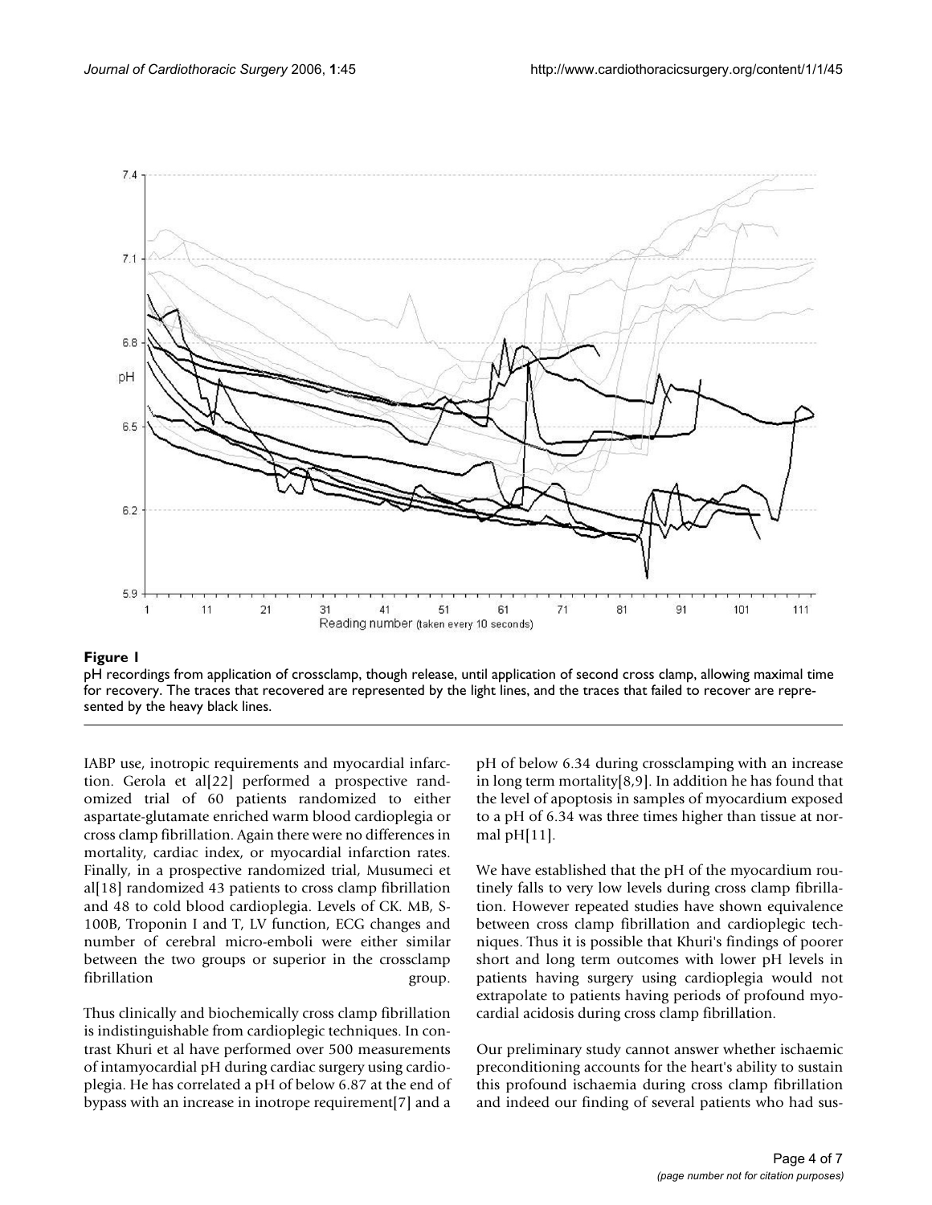**Figure 1**

pH recordings from application of crossclamp, though release, until application of second cross clamp, allowing maximal time for recovery. The traces that recovered are represented by the light lines, and the traces that failed to recover are represented by the heavy black lines.

IABP use, inotropic requirements and myocardial infarction. Gerola et al[22] performed a prospective randomized trial of 60 patients randomized to either aspartate-glutamate enriched warm blood cardioplegia or cross clamp fibrillation. Again there were no differences in mortality, cardiac index, or myocardial infarction rates. Finally, in a prospective randomized trial, Musumeci et al[18] randomized 43 patients to cross clamp fibrillation and 48 to cold blood cardioplegia. Levels of CK. MB, S-100B, Troponin I and T, LV function, ECG changes and number of cerebral micro-emboli were either similar between the two groups or superior in the crossclamp fibrillation group.

Thus clinically and biochemically cross clamp fibrillation is indistinguishable from cardioplegic techniques. In contrast Khuri et al have performed over 500 measurements of intamyocardial pH during cardiac surgery using cardioplegia. He has correlated a pH of below 6.87 at the end of bypass with an increase in inotrope requirement[7] and a pH of below 6.34 during crossclamping with an increase in long term mortality[8,9]. In addition he has found that the level of apoptosis in samples of myocardium exposed to a pH of 6.34 was three times higher than tissue at normal pH[11].

We have established that the pH of the myocardium routinely falls to very low levels during cross clamp fibrillation. However repeated studies have shown equivalence between cross clamp fibrillation and cardioplegic techniques. Thus it is possible that Khuri's findings of poorer short and long term outcomes with lower pH levels in patients having surgery using cardioplegia would not extrapolate to patients having periods of profound myocardial acidosis during cross clamp fibrillation.

Our preliminary study cannot answer whether ischaemic preconditioning accounts for the heart's ability to sustain this profound ischaemia during cross clamp fibrillation and indeed our finding of several patients who had sus-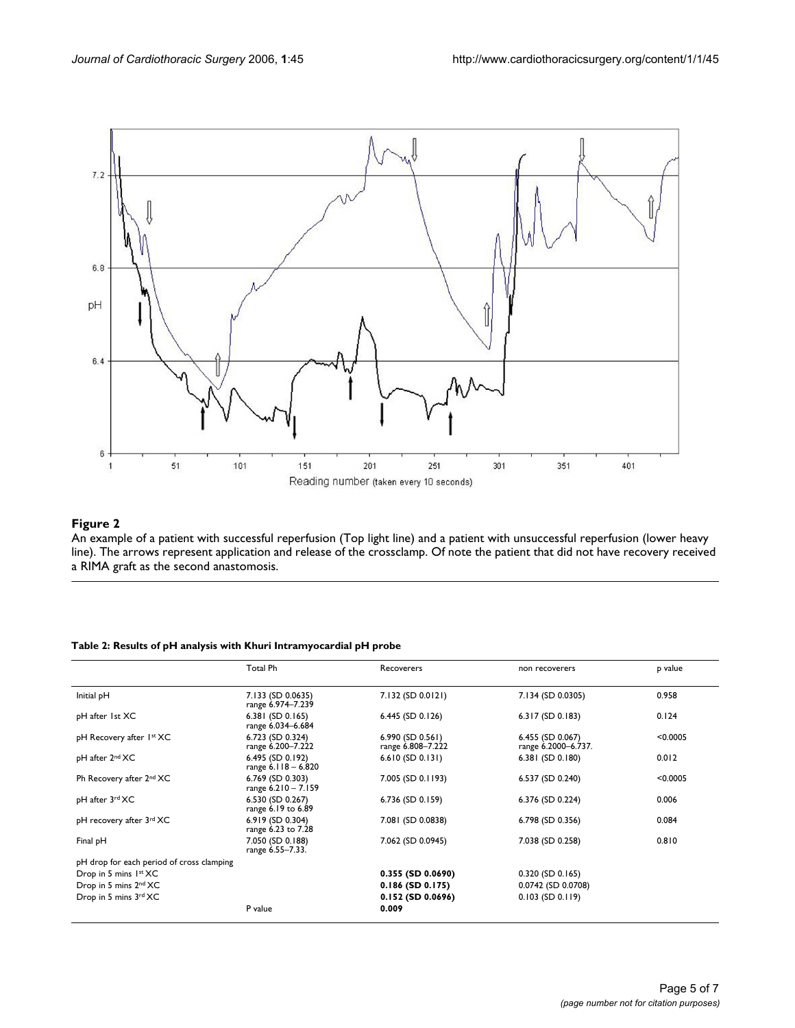**Figure 2**

An example of a patient with successful reperfusion (Top light line) and a patient with unsuccessful reperfusion (lower heavy line). The arrows represent application and release of the crossclamp. Of note the patient that did not have recovery received a RIMA graft as the second anastomosis.

**Table 2: Results of pH analysis with Khuri Intramyocardial pH probe**

| | Total Ph | Recoverers | non recoverers | p value |
|---|---|---|---|---|
| Initial pH | 7.133 (SD 0.0635) range 6.974–7.239 | 7.132 (SD 0.0121) | 7.134 (SD 0.0305) | 0.958 |
| pH after 1st XC | 6.381 (SD 0.165) range 6.034–6.684 | 6.445 (SD 0.126) | 6.317 (SD 0.183) | 0.124 |
| pH Recovery after 1st XC | 6.723 (SD 0.324) range 6.200–7.222 | 6.990 (SD 0.561) range 6.808–7.222 | 6.455 (SD 0.067) range 6.2000–6.737. | <0.0005 |
| pH after 2nd XC | 6.495 (SD 0.192) range 6.118 – 6.820 | 6.610 (SD 0.131) | 6.381 (SD 0.180) | 0.012 |
| Ph Recovery after 2nd XC | 6.769 (SD 0.303) range 6.210 – 7.159 | 7.005 (SD 0.1193) | 6.537 (SD 0.240) | <0.0005 |
| pH after 3rd XC | 6.530 (SD 0.267) range 6.19 to 6.89 | 6.736 (SD 0.159) | 6.376 (SD 0.224) | 0.006 |
| pH recovery after 3rd XC | 6.919 (SD 0.304) range 6.23 to 7.28 | 7.081 (SD 0.0838) | 6.798 (SD 0.356) | 0.084 |
| Final pH | 7.050 (SD 0.188) range 6.55–7.33. | 7.062 (SD 0.0945) | 7.038 (SD 0.258) | 0.810 |
| pH drop for each period of cross clamping | | | | |
| Drop in 5 mins 1st XC | | **0.355 (SD 0.0690)** | 0.320 (SD 0.165) | |
| Drop in 5 mins 2nd XC | | **0.186 (SD 0.175)** | 0.0742 (SD 0.0708) | |
| Drop in 5 mins 3rd XC | | **0.152 (SD 0.0696)** | 0.103 (SD 0.119) | |
| | P value | **0.009** | | |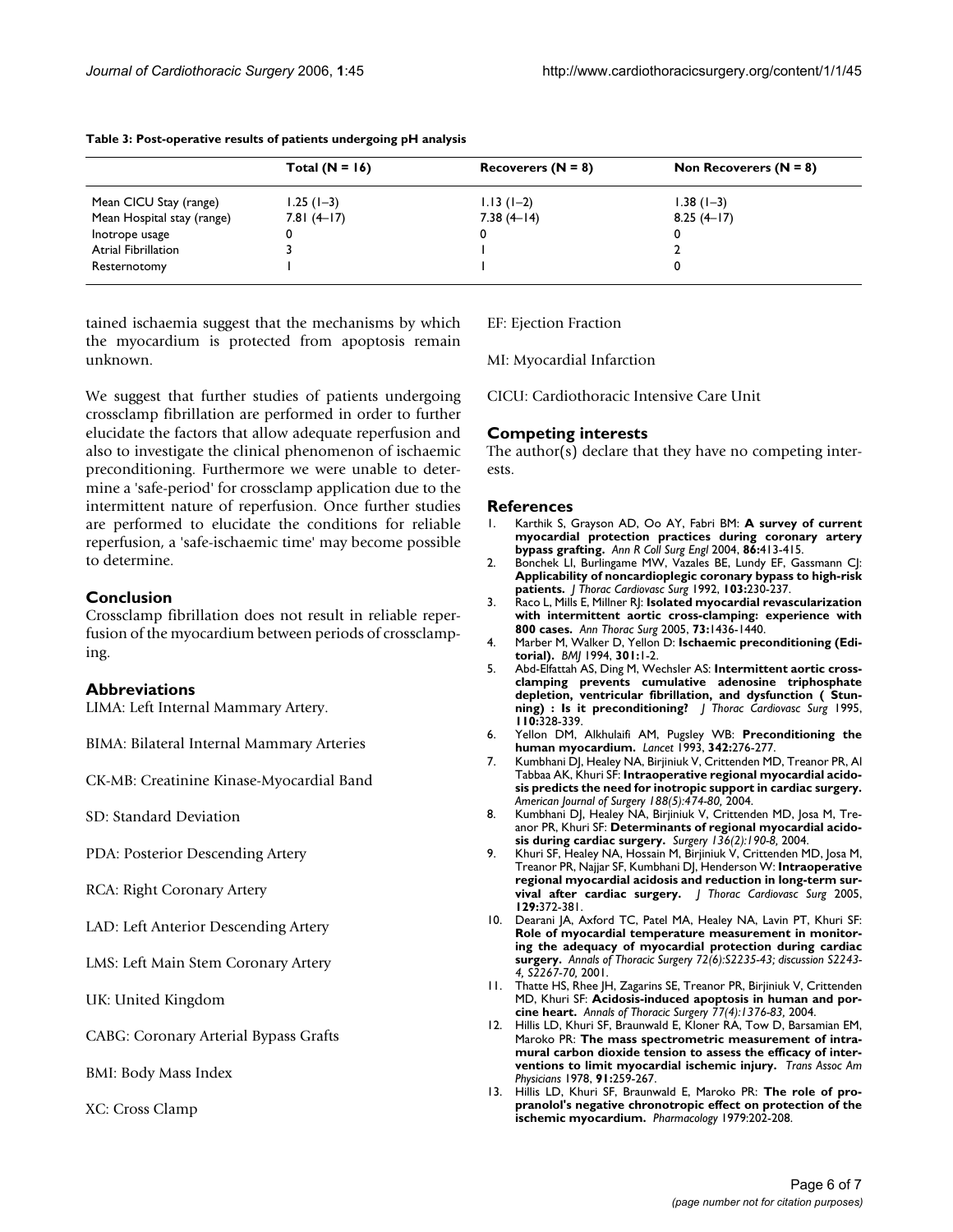**Table 3: Post-operative results of patients undergoing pH analysis**

| | Total (N = 16) | Recoverers (N = 8) | Non Recoverers (N = 8) |
|---|---|---|---|
| Mean CICU Stay (range) | 1.25 (1–3) | 1.13 (1–2) | 1.38 (1–3) |
| Mean Hospital stay (range) | 7.81 (4–17) | 7.38 (4–14) | 8.25 (4–17) |
| Inotrope usage | 0 | 0 | 0 |
| Atrial Fibrillation | 3 | 1 | 2 |
| Resternotomy | 1 | 1 | 0 |

tained ischaemia suggest that the mechanisms by which the myocardium is protected from apoptosis remain unknown.

We suggest that further studies of patients undergoing crossclamp fibrillation are performed in order to further elucidate the factors that allow adequate reperfusion and also to investigate the clinical phenomenon of ischaemic preconditioning. Furthermore we were unable to determine a 'safe-period' for crossclamp application due to the intermittent nature of reperfusion. Once further studies are performed to elucidate the conditions for reliable reperfusion, a 'safe-ischaemic time' may become possible to determine.

## Conclusion

Crossclamp fibrillation does not result in reliable reperfusion of the myocardium between periods of crossclamping.

## Abbreviations

LIMA: Left Internal Mammary Artery.

BIMA: Bilateral Internal Mammary Arteries

CK-MB: Creatinine Kinase-Myocardial Band

SD: Standard Deviation

PDA: Posterior Descending Artery

RCA: Right Coronary Artery

LAD: Left Anterior Descending Artery

LMS: Left Main Stem Coronary Artery

UK: United Kingdom

CABG: Coronary Arterial Bypass Grafts

BMI: Body Mass Index

XC: Cross Clamp

EF: Ejection Fraction

MI: Myocardial Infarction

CICU: Cardiothoracic Intensive Care Unit

## Competing interests

The author(s) declare that they have no competing interests.

## References

1. Karthik S, Grayson AD, Oo AY, Fabri BM: **A survey of current myocardial protection practices during coronary artery bypass grafting.** *Ann R Coll Surg Engl* 2004, **86:**413-415.
2. Bonchek LI, Burlingame MW, Vazales BE, Lundy EF, Gassmann CJ: **Applicability of noncardioplegic coronary bypass to high-risk patients.** *J Thorac Cardiovasc Surg* 1992, **103:**230-237.
3. Raco L, Mills E, Millner RJ: **Isolated myocardial revascularization with intermittent aortic cross-clamping: experience with 800 cases.** *Ann Thorac Surg* 2005, **73:**1436-1440.
4. Marber M, Walker D, Yellon D: **Ischaemic preconditioning (Editorial).** *BMJ* 1994, **301:**1-2.
5. Abd-Elfattah AS, Ding M, Wechsler AS: **Intermittent aortic crossclamping prevents cumulative adenosine triphosphate depletion, ventricular fibrillation, and dysfunction ( Stunning) : Is it preconditioning?** *J Thorac Cardiovasc Surg* 1995, **110:**328-339.
6. Yellon DM, Alkhulaifi AM, Pugsley WB: **Preconditioning the human myocardium.** *Lancet* 1993, **342:**276-277.
7. Kumbhani DJ, Healey NA, Birjiniuk V, Crittenden MD, Treanor PR, Al Tabbaa AK, Khuri SF: **Intraoperative regional myocardial acidosis predicts the need for inotropic support in cardiac surgery.** *American Journal of Surgery 188(5):474-80,* 2004.
8. Kumbhani DJ, Healey NA, Birjiniuk V, Crittenden MD, Josa M, Treanor PR, Khuri SF: **Determinants of regional myocardial acidosis during cardiac surgery.** *Surgery 136(2):190-8,* 2004.
9. Khuri SF, Healey NA, Hossain M, Birjiniuk V, Crittenden MD, Josa M, Treanor PR, Najjar SF, Kumbhani DJ, Henderson W: **Intraoperative regional myocardial acidosis and reduction in long-term survival after cardiac surgery.** *J Thorac Cardiovasc Surg* 2005, **129:**372-381.
10. Dearani JA, Axford TC, Patel MA, Healey NA, Lavin PT, Khuri SF: **Role of myocardial temperature measurement in monitoring the adequacy of myocardial protection during cardiac surgery.** *Annals of Thoracic Surgery 72(6):S2235-43; discussion S2243-4, S2267-70,* 2001.
11. Thatte HS, Rhee JH, Zagarins SE, Treanor PR, Birjiniuk V, Crittenden MD, Khuri SF: **Acidosis-induced apoptosis in human and porcine heart.** *Annals of Thoracic Surgery 77(4):1376-83,* 2004.
12. Hillis LD, Khuri SF, Braunwald E, Kloner RA, Tow D, Barsamian EM, Maroko PR: **The mass spectrometric measurement of intramural carbon dioxide tension to assess the efficacy of interventions to limit myocardial ischemic injury.** *Trans Assoc Am Physicians* 1978, **91:**259-267.
13. Hillis LD, Khuri SF, Braunwald E, Maroko PR: **The role of propranolol's negative chronotropic effect on protection of the ischemic myocardium.** *Pharmacology* 1979:202-208.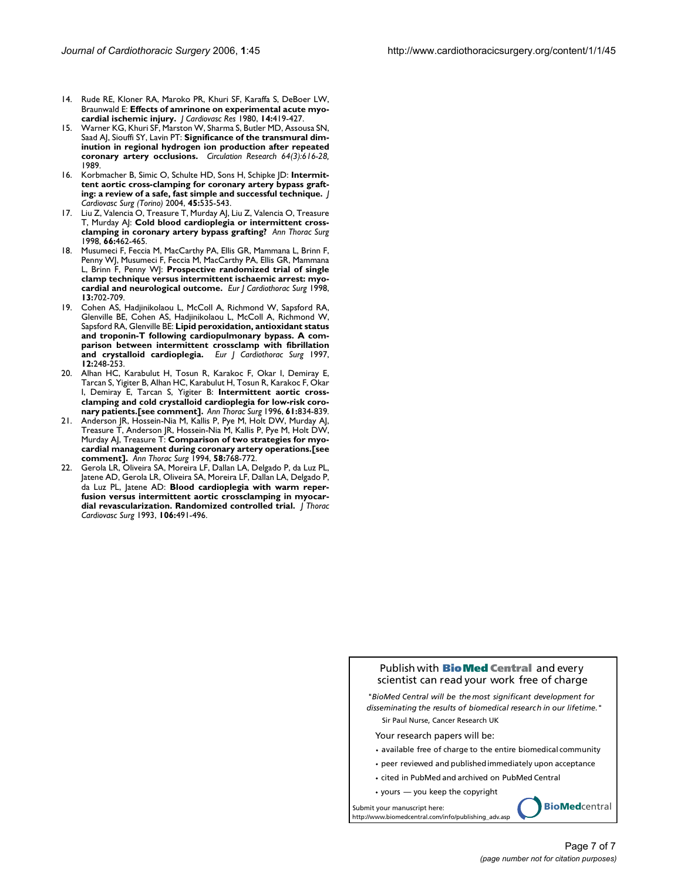14. Rude RE, Kloner RA, Maroko PR, Khuri SF, Karaffa S, DeBoer LW, Braunwald E: **Effects of amrinone on experimental acute myocardial ischemic injury.** *J Cardiovasc Res* 1980, **14:**419-427.
15. Warner KG, Khuri SF, Marston W, Sharma S, Butler MD, Assousa SN, Saad AJ, Siouffi SY, Lavin PT: **Significance of the transmural diminution in regional hydrogen ion production after repeated coronary artery occlusions.** *Circulation Research 64(3):616-28,* 1989.
16. Korbmacher B, Simic O, Schulte HD, Sons H, Schipke JD: **Intermittent aortic cross-clamping for coronary artery bypass grafting: a review of a safe, fast simple and successful technique.** *J Cardiovasc Surg (Torino)* 2004, **45:**535-543.
17. Liu Z, Valencia O, Treasure T, Murday AJ, Liu Z, Valencia O, Treasure T, Murday AJ: **Cold blood cardioplegia or intermittent cross-clamping in coronary artery bypass grafting?** *Ann Thorac Surg* 1998, **66:**462-465.
18. Musumeci F, Feccia M, MacCarthy PA, Ellis GR, Mammana L, Brinn F, Penny WJ, Musumeci F, Feccia M, MacCarthy PA, Ellis GR, Mammana L, Brinn F, Penny WJ: **Prospective randomized trial of single clamp technique versus intermittent ischaemic arrest: myocardial and neurological outcome.** *Eur J Cardiothorac Surg* 1998, **13:**702-709.
19. Cohen AS, Hadjinikolaou L, McColl A, Richmond W, Sapsford RA, Glenville BE, Cohen AS, Hadjinikolaou L, McColl A, Richmond W, Sapsford RA, Glenville BE: **Lipid peroxidation, antioxidant status and troponin-T following cardiopulmonary bypass. A comparison between intermittent crossclamp with fibrillation and crystalloid cardioplegia.** *Eur J Cardiothorac Surg* 1997, **12:**248-253.
20. Alhan HC, Karabulut H, Tosun R, Karakoc F, Okar I, Demiray E, Tarcan S, Yigiter B, Alhan HC, Karabulut H, Tosun R, Karakoc F, Okar I, Demiray E, Tarcan S, Yigiter B: **Intermittent aortic cross-clamping and cold crystalloid cardioplegia for low-risk coronary patients.[see comment].** *Ann Thorac Surg* 1996, **61:**834-839.
21. Anderson JR, Hossein-Nia M, Kallis P, Pye M, Holt DW, Murday AJ, Treasure T, Anderson JR, Hossein-Nia M, Kallis P, Pye M, Holt DW, Murday AJ, Treasure T: **Comparison of two strategies for myocardial management during coronary artery operations.[see comment].** *Ann Thorac Surg* 1994, **58:**768-772.
22. Gerola LR, Oliveira SA, Moreira LF, Dallan LA, Delgado P, da Luz PL, Jatene AD, Gerola LR, Oliveira SA, Moreira LF, Dallan LA, Delgado P, da Luz PL, Jatene AD: **Blood cardioplegia with warm reperfusion versus intermittent aortic crossclamping in myocardial revascularization. Randomized controlled trial.** *J Thorac Cardiovasc Surg* 1993, **106:**491-496.

Publish with **BioMed Central** and every scientist can read your work free of charge

*"BioMed Central will be the most significant development for disseminating the results of biomedical research in our lifetime."*

Sir Paul Nurse, Cancer Research UK

Your research papers will be:

- available free of charge to the entire biomedical community
- peer reviewed and published immediately upon acceptance
- cited in PubMed and archived on PubMed Central
- yours — you keep the copyright

Submit your manuscript here:
http://www.biomedcentral.com/info/publishing_adv.asp

**BioMed**central